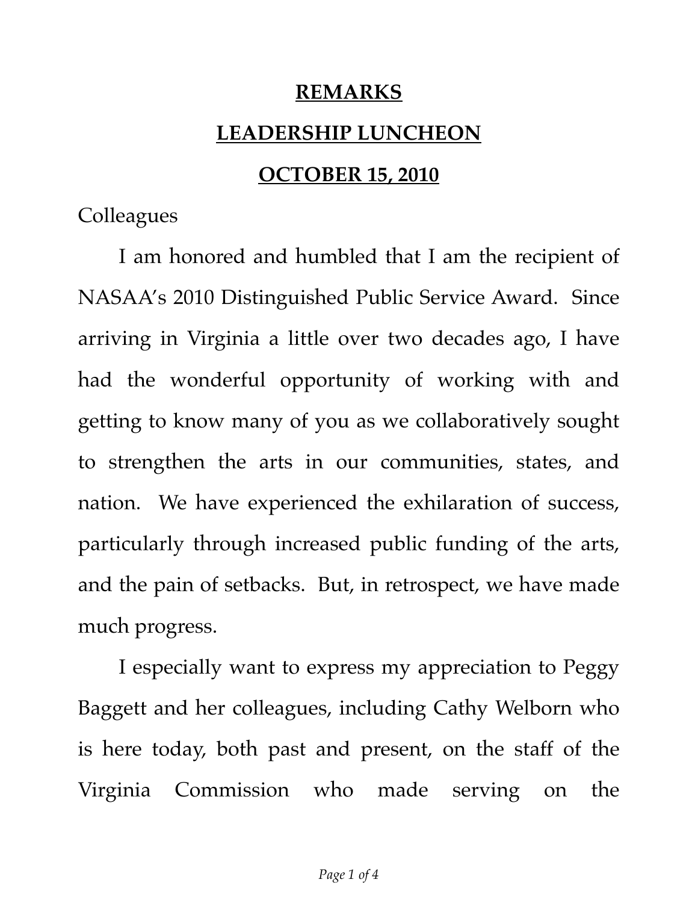# REMARKS

## LEADERSHIP LUNCHEON

## OCTOBER 15, 2010

Colleagues

I am honored and humbled that I am the recipient of NASAA's 2010 Distinguished Public Service Award. Since arriving in Virginia a little over two decades ago, I have had the wonderful opportunity of working with and getting to know many of you as we collaboratively sought to strengthen the arts in our communities, states, and nation. We have experienced the exhilaration of success, particularly through increased public funding of the arts, and the pain of setbacks. But, in retrospect, we have made much progress.

I especially want to express my appreciation to Peggy Baggett and her colleagues, including Cathy Welborn who is here today, both past and present, on the staff of the Virginia Commission who made serving on the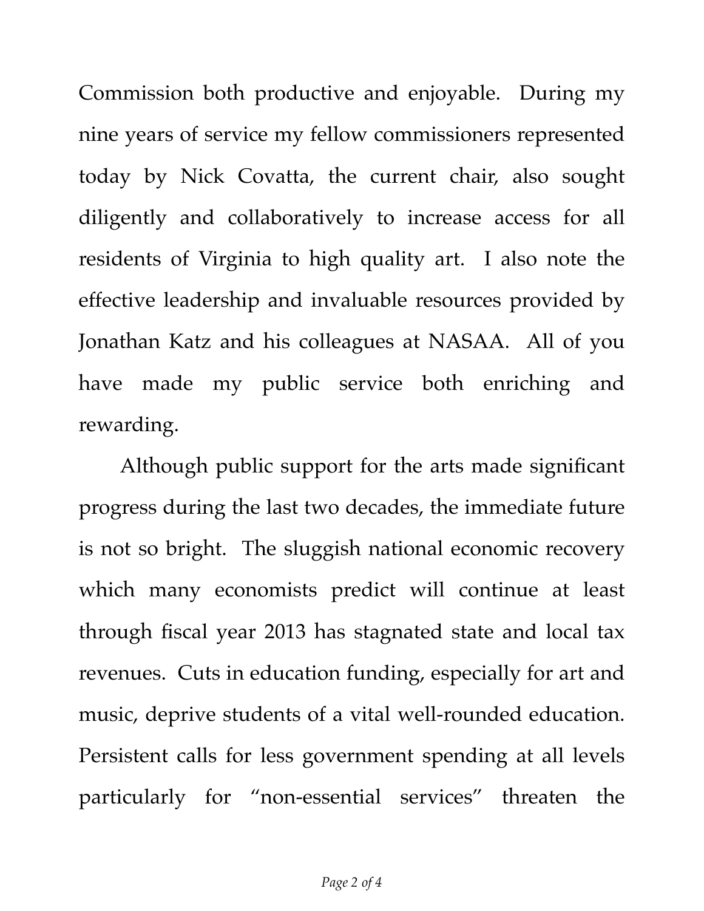Commission both productive and enjoyable. During my nine years of service my fellow commissioners represented today by Nick Covatta, the current chair, also sought diligently and collaboratively to increase access for all residents of Virginia to high quality art. I also note the effective leadership and invaluable resources provided by Jonathan Katz and his colleagues at NASAA. All of you have made my public service both enriching and rewarding.

Although public support for the arts made significant progress during the last two decades, the immediate future is not so bright. The sluggish national economic recovery which many economists predict will continue at least through fiscal year 2013 has stagnated state and local tax revenues. Cuts in education funding, especially for art and music, deprive students of a vital well-rounded education. Persistent calls for less government spending at all levels particularly for "non-essential services" threaten the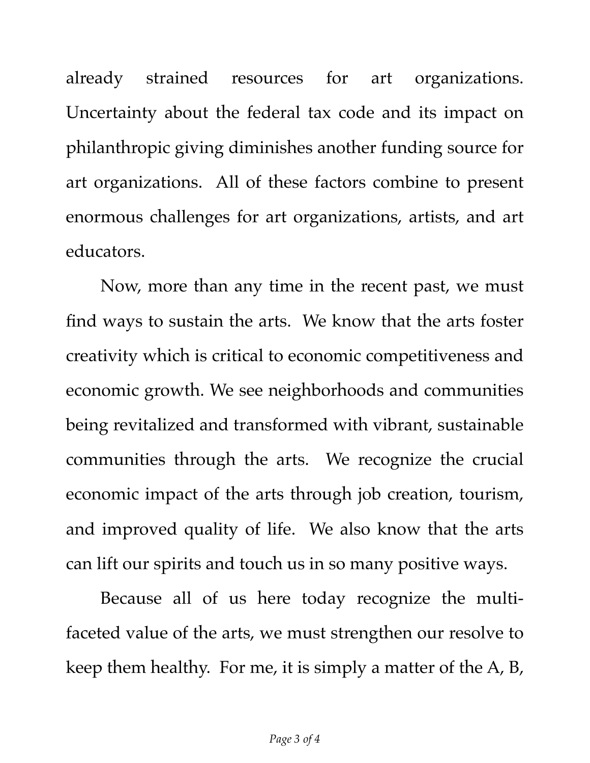already strained resources for art organizations. Uncertainty about the federal tax code and its impact on philanthropic giving diminishes another funding source for art organizations. All of these factors combine to present enormous challenges for art organizations, artists, and art educators.

Now, more than any time in the recent past, we must find ways to sustain the arts. We know that the arts foster creativity which is critical to economic competitiveness and economic growth. We see neighborhoods and communities being revitalized and transformed with vibrant, sustainable communities through the arts. We recognize the crucial economic impact of the arts through job creation, tourism, and improved quality of life. We also know that the arts can lift our spirits and touch us in so many positive ways.

Because all of us here today recognize the multi-faceted value of the arts, we must strengthen our resolve to keep them healthy. For me, it is simply a matter of the A, B,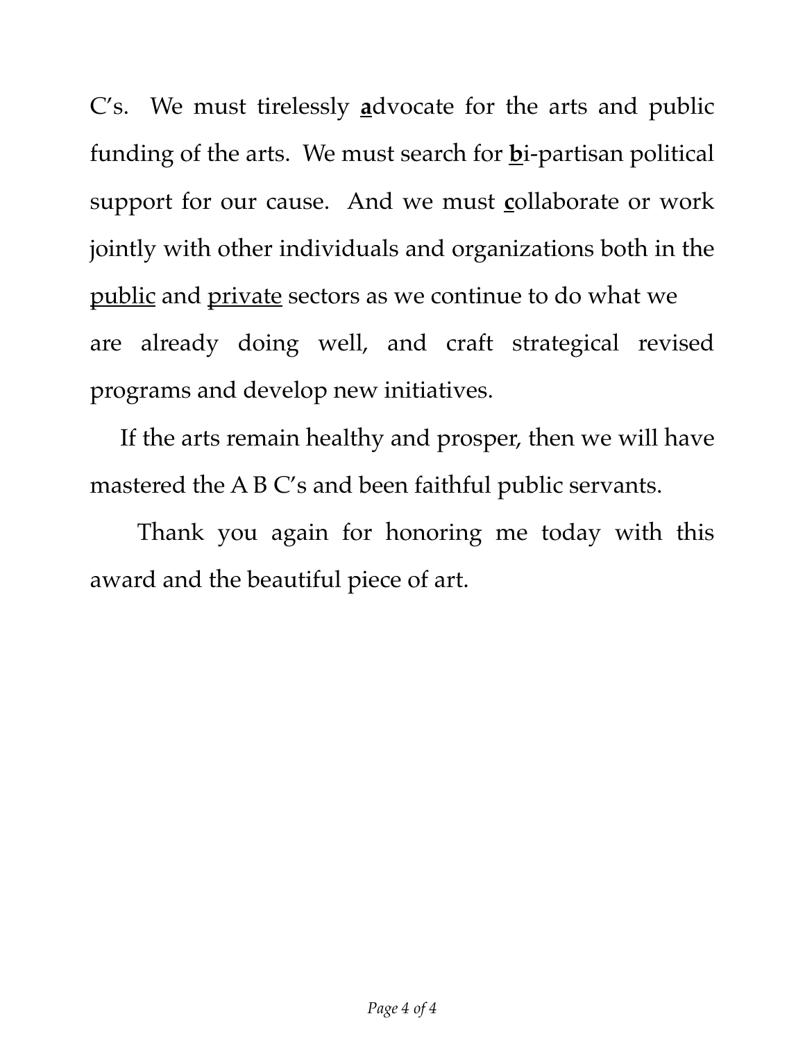C's. We must tirelessly **a**dvocate for the arts and public funding of the arts. We must search for **b**i-partisan political support for our cause. And we must **c**ollaborate or work jointly with other individuals and organizations both in the <u>public</u> and <u>private</u> sectors as we continue to do what we are already doing well, and craft strategical revised programs and develop new initiatives.

If the arts remain healthy and prosper, then we will have mastered the A B C's and been faithful public servants.

Thank you again for honoring me today with this award and the beautiful piece of art.